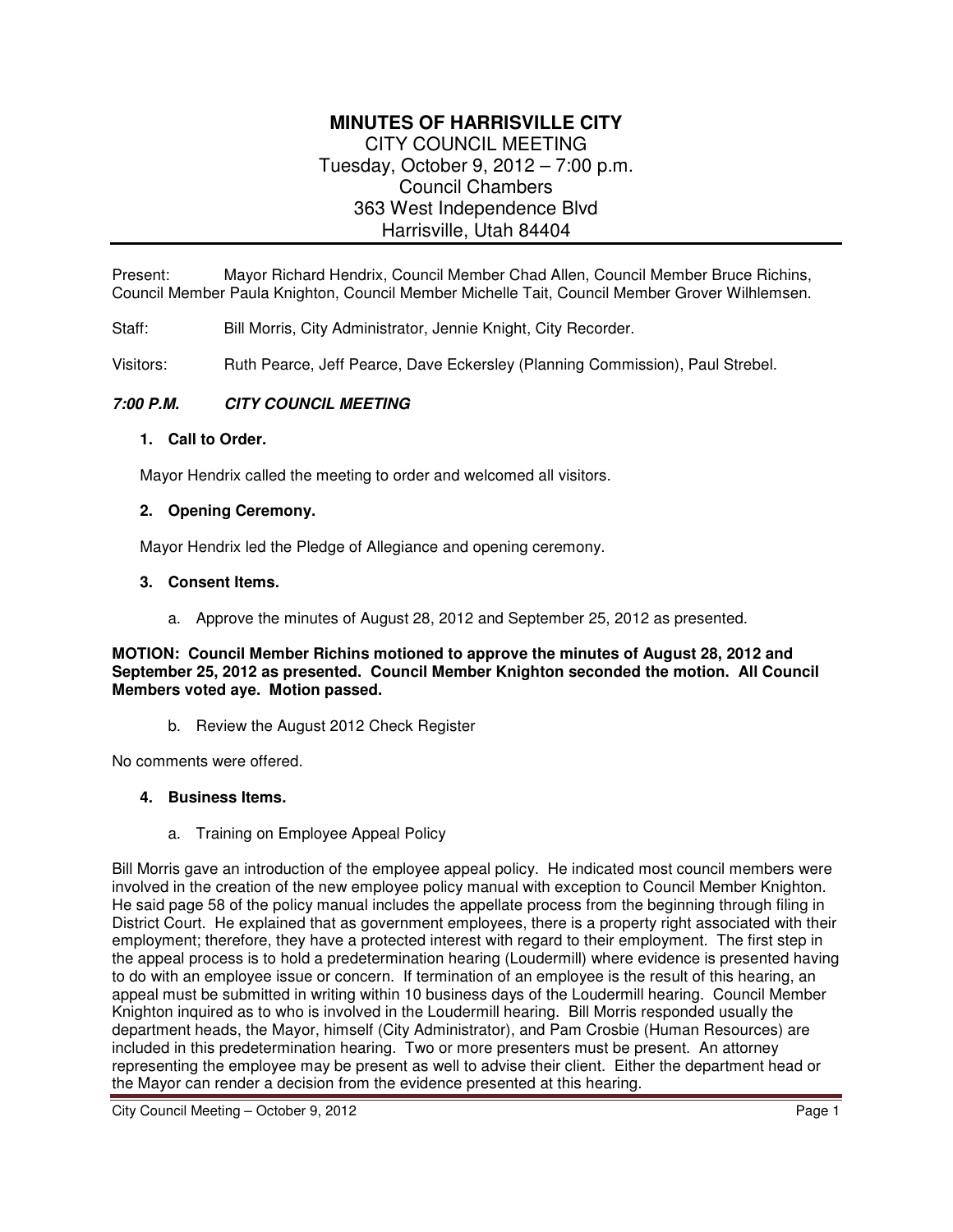# MINUTES OF HARRISVILLE CITY

CITY COUNCIL MEETING
Tuesday, October 9, 2012 – 7:00 p.m.
Council Chambers
363 West Independence Blvd
Harrisville, Utah 84404

Present: Mayor Richard Hendrix, Council Member Chad Allen, Council Member Bruce Richins, Council Member Paula Knighton, Council Member Michelle Tait, Council Member Grover Wilhlemsen.

Staff: Bill Morris, City Administrator, Jennie Knight, City Recorder.

Visitors: Ruth Pearce, Jeff Pearce, Dave Eckersley (Planning Commission), Paul Strebel.

***7:00 P.M. CITY COUNCIL MEETING***

**1. Call to Order.**

Mayor Hendrix called the meeting to order and welcomed all visitors.

**2. Opening Ceremony.**

Mayor Hendrix led the Pledge of Allegiance and opening ceremony.

**3. Consent Items.**

a. Approve the minutes of August 28, 2012 and September 25, 2012 as presented.

**MOTION: Council Member Richins motioned to approve the minutes of August 28, 2012 and September 25, 2012 as presented. Council Member Knighton seconded the motion. All Council Members voted aye. Motion passed.**

b. Review the August 2012 Check Register

No comments were offered.

**4. Business Items.**

a. Training on Employee Appeal Policy

Bill Morris gave an introduction of the employee appeal policy. He indicated most council members were involved in the creation of the new employee policy manual with exception to Council Member Knighton. He said page 58 of the policy manual includes the appellate process from the beginning through filing in District Court. He explained that as government employees, there is a property right associated with their employment; therefore, they have a protected interest with regard to their employment. The first step in the appeal process is to hold a predetermination hearing (Loudermill) where evidence is presented having to do with an employee issue or concern. If termination of an employee is the result of this hearing, an appeal must be submitted in writing within 10 business days of the Loudermill hearing. Council Member Knighton inquired as to who is involved in the Loudermill hearing. Bill Morris responded usually the department heads, the Mayor, himself (City Administrator), and Pam Crosbie (Human Resources) are included in this predetermination hearing. Two or more presenters must be present. An attorney representing the employee may be present as well to advise their client. Either the department head or the Mayor can render a decision from the evidence presented at this hearing.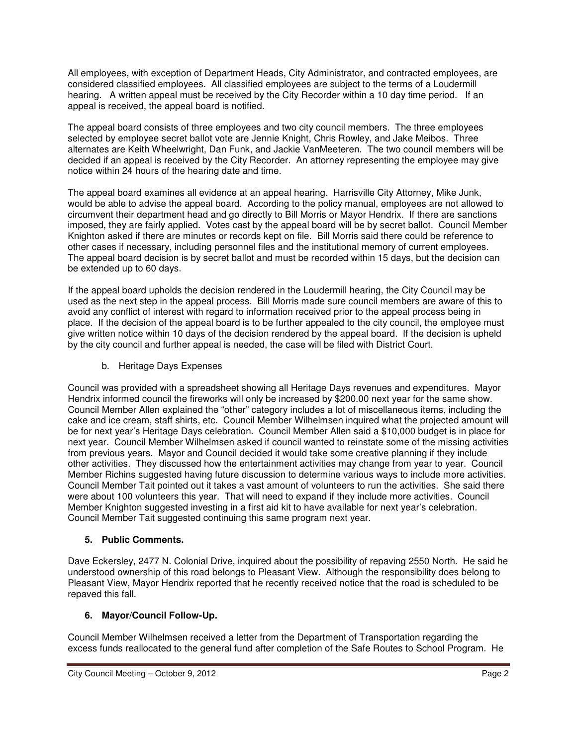All employees, with exception of Department Heads, City Administrator, and contracted employees, are considered classified employees. All classified employees are subject to the terms of a Loudermill hearing. A written appeal must be received by the City Recorder within a 10 day time period. If an appeal is received, the appeal board is notified.

The appeal board consists of three employees and two city council members. The three employees selected by employee secret ballot vote are Jennie Knight, Chris Rowley, and Jake Meibos. Three alternates are Keith Wheelwright, Dan Funk, and Jackie VanMeeteren. The two council members will be decided if an appeal is received by the City Recorder. An attorney representing the employee may give notice within 24 hours of the hearing date and time.

The appeal board examines all evidence at an appeal hearing. Harrisville City Attorney, Mike Junk, would be able to advise the appeal board. According to the policy manual, employees are not allowed to circumvent their department head and go directly to Bill Morris or Mayor Hendrix. If there are sanctions imposed, they are fairly applied. Votes cast by the appeal board will be by secret ballot. Council Member Knighton asked if there are minutes or records kept on file. Bill Morris said there could be reference to other cases if necessary, including personnel files and the institutional memory of current employees. The appeal board decision is by secret ballot and must be recorded within 15 days, but the decision can be extended up to 60 days.

If the appeal board upholds the decision rendered in the Loudermill hearing, the City Council may be used as the next step in the appeal process. Bill Morris made sure council members are aware of this to avoid any conflict of interest with regard to information received prior to the appeal process being in place. If the decision of the appeal board is to be further appealed to the city council, the employee must give written notice within 10 days of the decision rendered by the appeal board. If the decision is upheld by the city council and further appeal is needed, the case will be filed with District Court.

b. Heritage Days Expenses

Council was provided with a spreadsheet showing all Heritage Days revenues and expenditures. Mayor Hendrix informed council the fireworks will only be increased by $200.00 next year for the same show. Council Member Allen explained the "other" category includes a lot of miscellaneous items, including the cake and ice cream, staff shirts, etc. Council Member Wilhelmsen inquired what the projected amount will be for next year's Heritage Days celebration. Council Member Allen said a $10,000 budget is in place for next year. Council Member Wilhelmsen asked if council wanted to reinstate some of the missing activities from previous years. Mayor and Council decided it would take some creative planning if they include other activities. They discussed how the entertainment activities may change from year to year. Council Member Richins suggested having future discussion to determine various ways to include more activities. Council Member Tait pointed out it takes a vast amount of volunteers to run the activities. She said there were about 100 volunteers this year. That will need to expand if they include more activities. Council Member Knighton suggested investing in a first aid kit to have available for next year's celebration. Council Member Tait suggested continuing this same program next year.

## 5. Public Comments.

Dave Eckersley, 2477 N. Colonial Drive, inquired about the possibility of repaving 2550 North. He said he understood ownership of this road belongs to Pleasant View. Although the responsibility does belong to Pleasant View, Mayor Hendrix reported that he recently received notice that the road is scheduled to be repaved this fall.

## 6. Mayor/Council Follow-Up.

Council Member Wilhelmsen received a letter from the Department of Transportation regarding the excess funds reallocated to the general fund after completion of the Safe Routes to School Program. He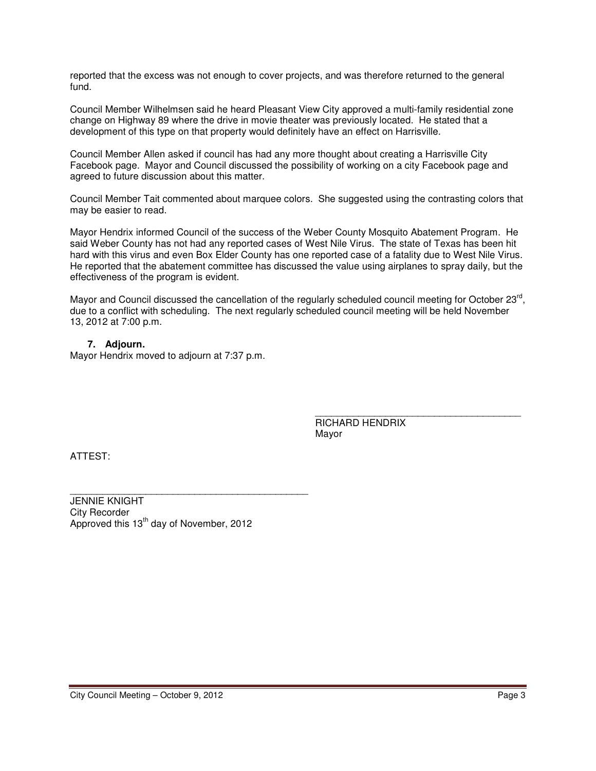reported that the excess was not enough to cover projects, and was therefore returned to the general fund.

Council Member Wilhelmsen said he heard Pleasant View City approved a multi-family residential zone change on Highway 89 where the drive in movie theater was previously located. He stated that a development of this type on that property would definitely have an effect on Harrisville.

Council Member Allen asked if council has had any more thought about creating a Harrisville City Facebook page. Mayor and Council discussed the possibility of working on a city Facebook page and agreed to future discussion about this matter.

Council Member Tait commented about marquee colors. She suggested using the contrasting colors that may be easier to read.

Mayor Hendrix informed Council of the success of the Weber County Mosquito Abatement Program. He said Weber County has not had any reported cases of West Nile Virus. The state of Texas has been hit hard with this virus and even Box Elder County has one reported case of a fatality due to West Nile Virus. He reported that the abatement committee has discussed the value using airplanes to spray daily, but the effectiveness of the program is evident.

Mayor and Council discussed the cancellation of the regularly scheduled council meeting for October 23rd, due to a conflict with scheduling. The next regularly scheduled council meeting will be held November 13, 2012 at 7:00 p.m.

**7. Adjourn.**

Mayor Hendrix moved to adjourn at 7:37 p.m.

\_\_\_\_\_\_\_\_\_\_\_\_\_\_\_\_\_\_\_\_\_\_\_\_\_\_\_\_\_\_\_\_\_\_\_\_\_\_\_\_

RICHARD HENDRIX
Mayor

ATTEST:

\_\_\_\_\_\_\_\_\_\_\_\_\_\_\_\_\_\_\_\_\_\_\_\_\_\_\_\_\_\_\_\_\_\_\_\_\_\_\_\_\_\_\_\_\_\_

JENNIE KNIGHT
City Recorder
Approved this 13th day of November, 2012